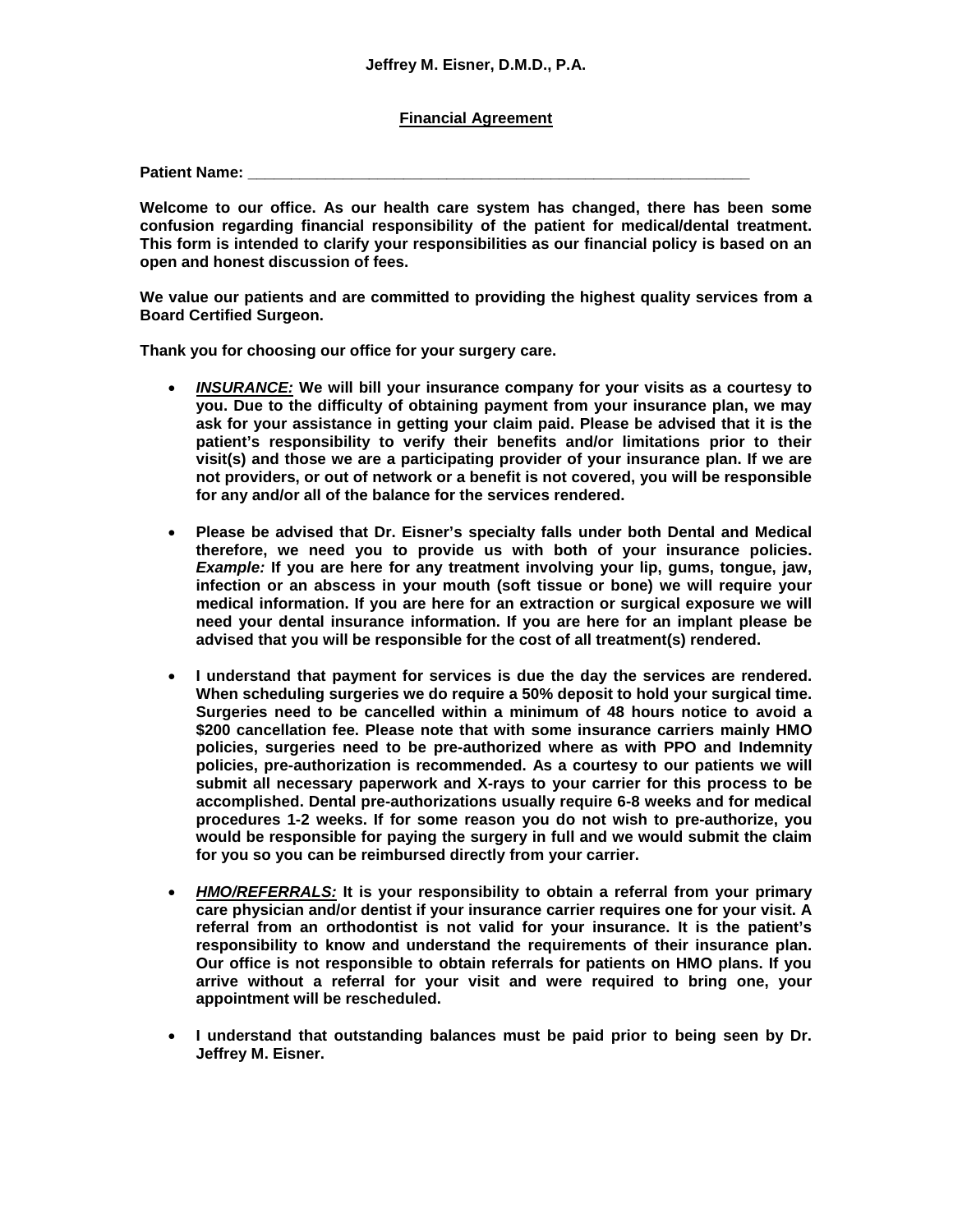**Jeffrey M. Eisner, D.M.D., P.A.**

## Financial Agreement

**Patient Name: ___________________________________________________________**

**Welcome to our office. As our health care system has changed, there has been some confusion regarding financial responsibility of the patient for medical/dental treatment. This form is intended to clarify your responsibilities as our financial policy is based on an open and honest discussion of fees.**

**We value our patients and are committed to providing the highest quality services from a Board Certified Surgeon.**

**Thank you for choosing our office for your surgery care.**

- ***INSURANCE:*** **We will bill your insurance company for your visits as a courtesy to you. Due to the difficulty of obtaining payment from your insurance plan, we may ask for your assistance in getting your claim paid. Please be advised that it is the patient's responsibility to verify their benefits and/or limitations prior to their visit(s) and those we are a participating provider of your insurance plan. If we are not providers, or out of network or a benefit is not covered, you will be responsible for any and/or all of the balance for the services rendered.**

- **Please be advised that Dr. Eisner's specialty falls under both Dental and Medical therefore, we need you to provide us with both of your insurance policies. *Example:* If you are here for any treatment involving your lip, gums, tongue, jaw, infection or an abscess in your mouth (soft tissue or bone) we will require your medical information. If you are here for an extraction or surgical exposure we will need your dental insurance information. If you are here for an implant please be advised that you will be responsible for the cost of all treatment(s) rendered.**

- **I understand that payment for services is due the day the services are rendered. When scheduling surgeries we do require a 50% deposit to hold your surgical time. Surgeries need to be cancelled within a minimum of 48 hours notice to avoid a $200 cancellation fee. Please note that with some insurance carriers mainly HMO policies, surgeries need to be pre-authorized where as with PPO and Indemnity policies, pre-authorization is recommended. As a courtesy to our patients we will submit all necessary paperwork and X-rays to your carrier for this process to be accomplished. Dental pre-authorizations usually require 6-8 weeks and for medical procedures 1-2 weeks. If for some reason you do not wish to pre-authorize, you would be responsible for paying the surgery in full and we would submit the claim for you so you can be reimbursed directly from your carrier.**

- ***HMO/REFERRALS:*** **It is your responsibility to obtain a referral from your primary care physician and/or dentist if your insurance carrier requires one for your visit. A referral from an orthodontist is not valid for your insurance. It is the patient's responsibility to know and understand the requirements of their insurance plan. Our office is not responsible to obtain referrals for patients on HMO plans. If you arrive without a referral for your visit and were required to bring one, your appointment will be rescheduled.**

- **I understand that outstanding balances must be paid prior to being seen by Dr. Jeffrey M. Eisner.**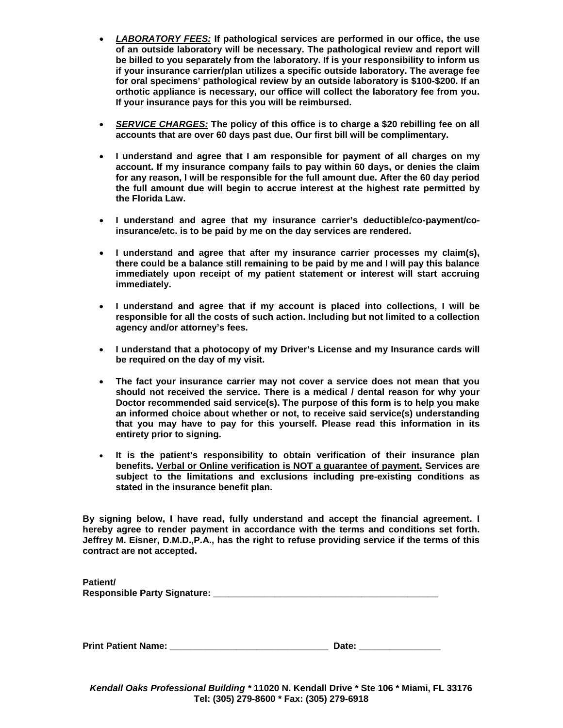- ***LABORATORY FEES:*** **If pathological services are performed in our office, the use of an outside laboratory will be necessary. The pathological review and report will be billed to you separately from the laboratory. If is your responsibility to inform us if your insurance carrier/plan utilizes a specific outside laboratory. The average fee for oral specimens' pathological review by an outside laboratory is $100-$200. If an orthotic appliance is necessary, our office will collect the laboratory fee from you. If your insurance pays for this you will be reimbursed.**

- ***SERVICE CHARGES:*** **The policy of this office is to charge a $20 rebilling fee on all accounts that are over 60 days past due. Our first bill will be complimentary.**

- **I understand and agree that I am responsible for payment of all charges on my account. If my insurance company fails to pay within 60 days, or denies the claim for any reason, I will be responsible for the full amount due. After the 60 day period the full amount due will begin to accrue interest at the highest rate permitted by the Florida Law.**

- **I understand and agree that my insurance carrier's deductible/co-payment/co-insurance/etc. is to be paid by me on the day services are rendered.**

- **I understand and agree that after my insurance carrier processes my claim(s), there could be a balance still remaining to be paid by me and I will pay this balance immediately upon receipt of my patient statement or interest will start accruing immediately.**

- **I understand and agree that if my account is placed into collections, I will be responsible for all the costs of such action. Including but not limited to a collection agency and/or attorney's fees.**

- **I understand that a photocopy of my Driver's License and my Insurance cards will be required on the day of my visit.**

- **The fact your insurance carrier may not cover a service does not mean that you should not received the service. There is a medical / dental reason for why your Doctor recommended said service(s). The purpose of this form is to help you make an informed choice about whether or not, to receive said service(s) understanding that you may have to pay for this yourself. Please read this information in its entirety prior to signing.**

- **It is the patient's responsibility to obtain verification of their insurance plan benefits. <u>Verbal or Online verification is NOT a guarantee of payment.</u> Services are subject to the limitations and exclusions including pre-existing conditions as stated in the insurance benefit plan.**

**By signing below, I have read, fully understand and accept the financial agreement. I hereby agree to render payment in accordance with the terms and conditions set forth. Jeffrey M. Eisner, D.M.D.,P.A., has the right to refuse providing service if the terms of this contract are not accepted.**

**Patient/**
**Responsible Party Signature: _____________________________________________**

**Print Patient Name: ______________________________ Date: ________________**

***Kendall Oaks Professional Building*** **\* 11020 N. Kendall Drive \* Ste 106 \* Miami, FL 33176**
**Tel: (305) 279-8600 \* Fax: (305) 279-6918**